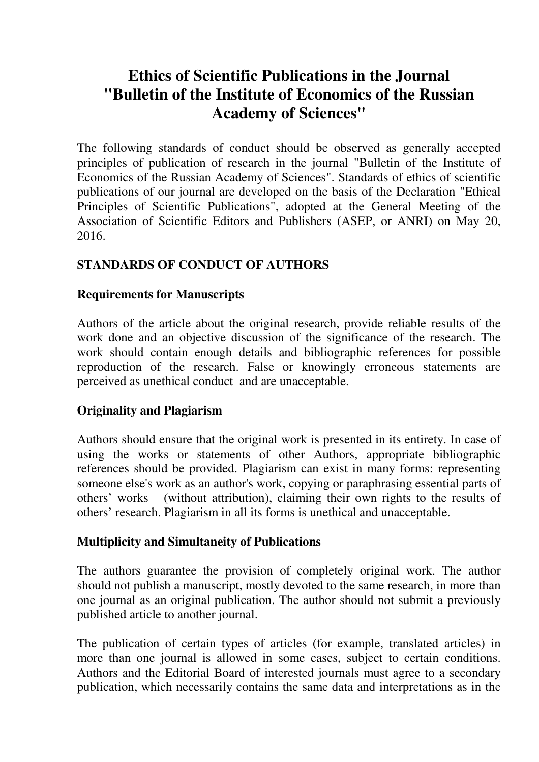# Ethics of Scientific Publications in the Journal "Bulletin of the Institute of Economics of the Russian Academy of Sciences"

The following standards of conduct should be observed as generally accepted principles of publication of research in the journal "Bulletin of the Institute of Economics of the Russian Academy of Sciences". Standards of ethics of scientific publications of our journal are developed on the basis of the Declaration "Ethical Principles of Scientific Publications", adopted at the General Meeting of the Association of Scientific Editors and Publishers (ASEP, or ANRI) on May 20, 2016.

## STANDARDS OF CONDUCT OF AUTHORS

### Requirements for Manuscripts

Authors of the article about the original research, provide reliable results of the work done and an objective discussion of the significance of the research. The work should contain enough details and bibliographic references for possible reproduction of the research. False or knowingly erroneous statements are perceived as unethical conduct and are unacceptable.

### Originality and Plagiarism

Authors should ensure that the original work is presented in its entirety. In case of using the works or statements of other Authors, appropriate bibliographic references should be provided. Plagiarism can exist in many forms: representing someone else's work as an author's work, copying or paraphrasing essential parts of others' works (without attribution), claiming their own rights to the results of others' research. Plagiarism in all its forms is unethical and unacceptable.

### Multiplicity and Simultaneity of Publications

The authors guarantee the provision of completely original work. The author should not publish a manuscript, mostly devoted to the same research, in more than one journal as an original publication. The author should not submit a previously published article to another journal.

The publication of certain types of articles (for example, translated articles) in more than one journal is allowed in some cases, subject to certain conditions. Authors and the Editorial Board of interested journals must agree to a secondary publication, which necessarily contains the same data and interpretations as in the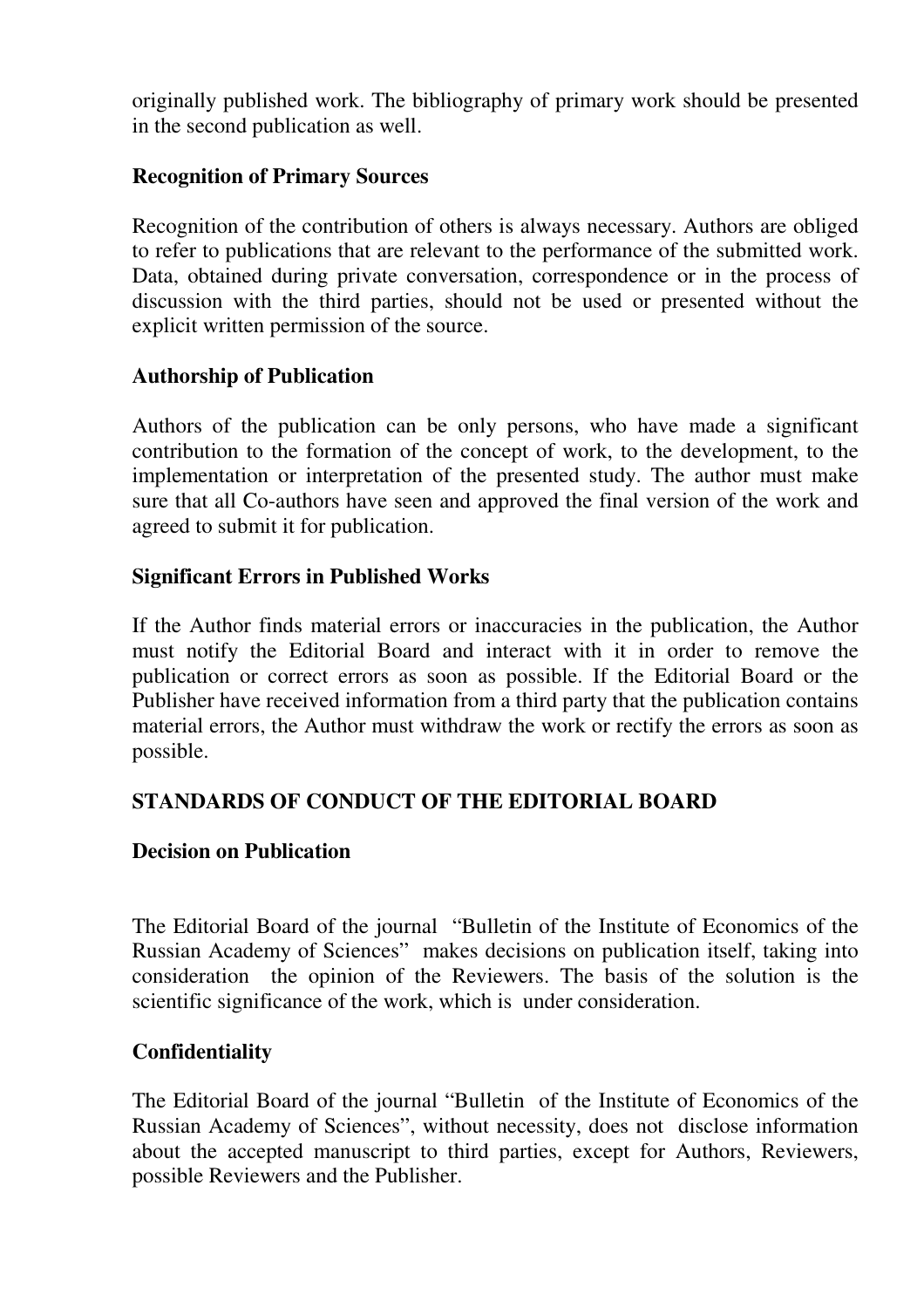originally published work. The bibliography of primary work should be presented in the second publication as well.

### Recognition of Primary Sources

Recognition of the contribution of others is always necessary. Authors are obliged to refer to publications that are relevant to the performance of the submitted work. Data, obtained during private conversation, correspondence or in the process of discussion with the third parties, should not be used or presented without the explicit written permission of the source.

### Authorship of Publication

Authors of the publication can be only persons, who have made a significant contribution to the formation of the concept of work, to the development, to the implementation or interpretation of the presented study. The author must make sure that all Co-authors have seen and approved the final version of the work and agreed to submit it for publication.

### Significant Errors in Published Works

If the Author finds material errors or inaccuracies in the publication, the Author must notify the Editorial Board and interact with it in order to remove the publication or correct errors as soon as possible. If the Editorial Board or the Publisher have received information from a third party that the publication contains material errors, the Author must withdraw the work or rectify the errors as soon as possible.

## STANDARDS OF CONDUCT OF THE EDITORIAL BOARD

### Decision on Publication

The Editorial Board of the journal "Bulletin of the Institute of Economics of the Russian Academy of Sciences" makes decisions on publication itself, taking into consideration the opinion of the Reviewers. The basis of the solution is the scientific significance of the work, which is under consideration.

### Confidentiality

The Editorial Board of the journal "Bulletin of the Institute of Economics of the Russian Academy of Sciences", without necessity, does not disclose information about the accepted manuscript to third parties, except for Authors, Reviewers, possible Reviewers and the Publisher.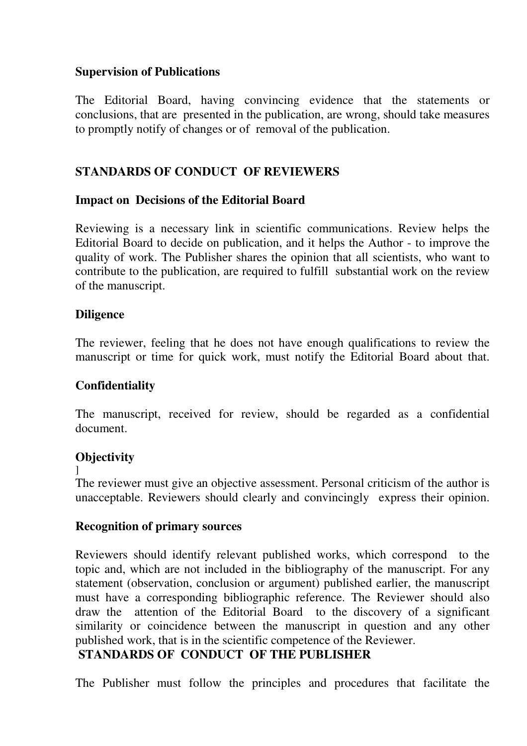**Supervision of Publications**

The Editorial Board, having convincing evidence that the statements or conclusions, that are presented in the publication, are wrong, should take measures to promptly notify of changes or of removal of the publication.

## STANDARDS OF CONDUCT OF REVIEWERS

**Impact on Decisions of the Editorial Board**

Reviewing is a necessary link in scientific communications. Review helps the Editorial Board to decide on publication, and it helps the Author - to improve the quality of work. The Publisher shares the opinion that all scientists, who want to contribute to the publication, are required to fulfill substantial work on the review of the manuscript.

**Diligence**

The reviewer, feeling that he does not have enough qualifications to review the manuscript or time for quick work, must notify the Editorial Board about that.

**Confidentiality**

The manuscript, received for review, should be regarded as a confidential document.

**Objectivity**

]

The reviewer must give an objective assessment. Personal criticism of the author is unacceptable. Reviewers should clearly and convincingly express their opinion.

**Recognition of primary sources**

Reviewers should identify relevant published works, which correspond to the topic and, which are not included in the bibliography of the manuscript. For any statement (observation, conclusion or argument) published earlier, the manuscript must have a corresponding bibliographic reference. The Reviewer should also draw the attention of the Editorial Board to the discovery of a significant similarity or coincidence between the manuscript in question and any other published work, that is in the scientific competence of the Reviewer.

## STANDARDS OF CONDUCT OF THE PUBLISHER

The Publisher must follow the principles and procedures that facilitate the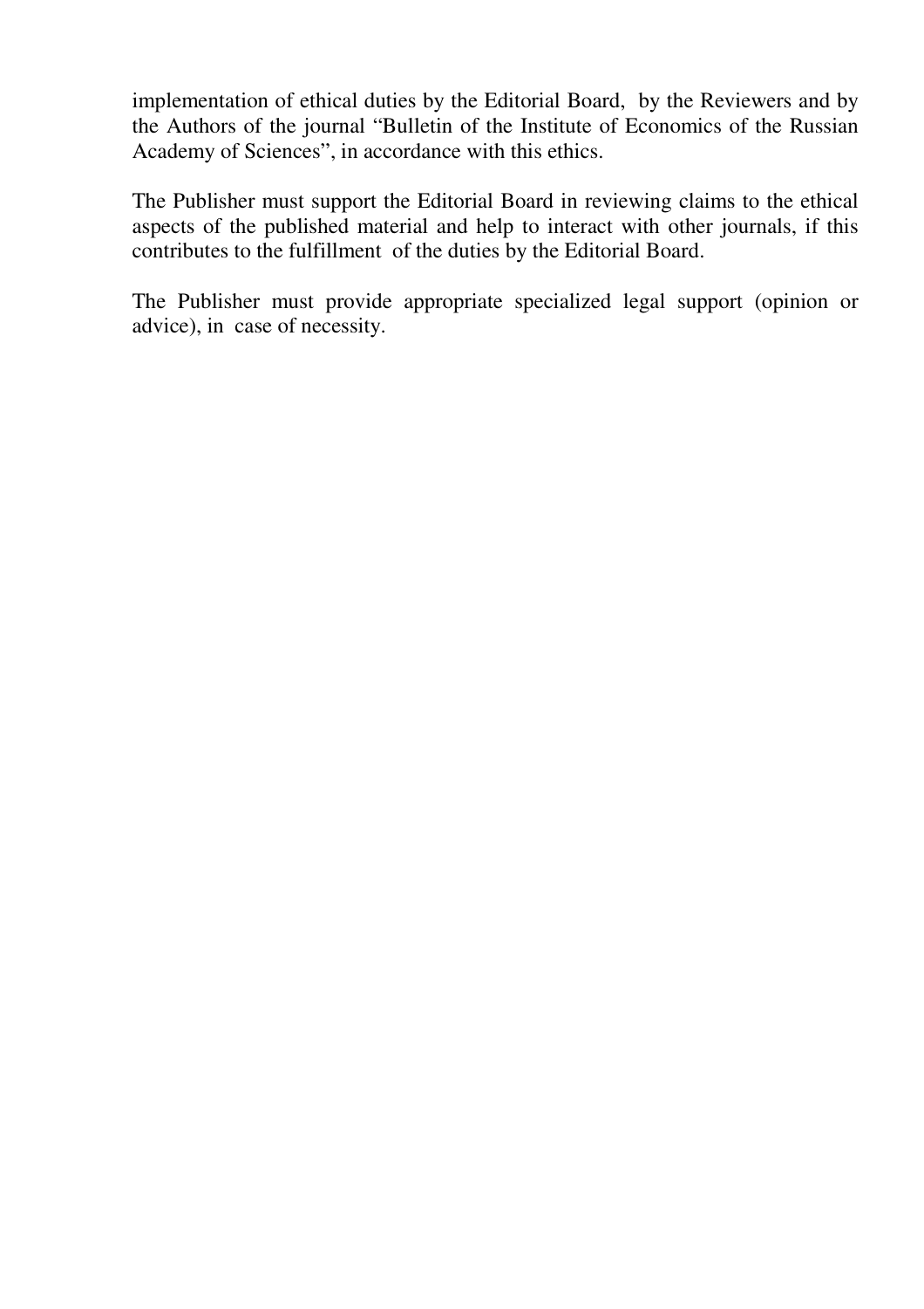implementation of ethical duties by the Editorial Board, by the Reviewers and by the Authors of the journal "Bulletin of the Institute of Economics of the Russian Academy of Sciences", in accordance with this ethics.

The Publisher must support the Editorial Board in reviewing claims to the ethical aspects of the published material and help to interact with other journals, if this contributes to the fulfillment of the duties by the Editorial Board.

The Publisher must provide appropriate specialized legal support (opinion or advice), in case of necessity.